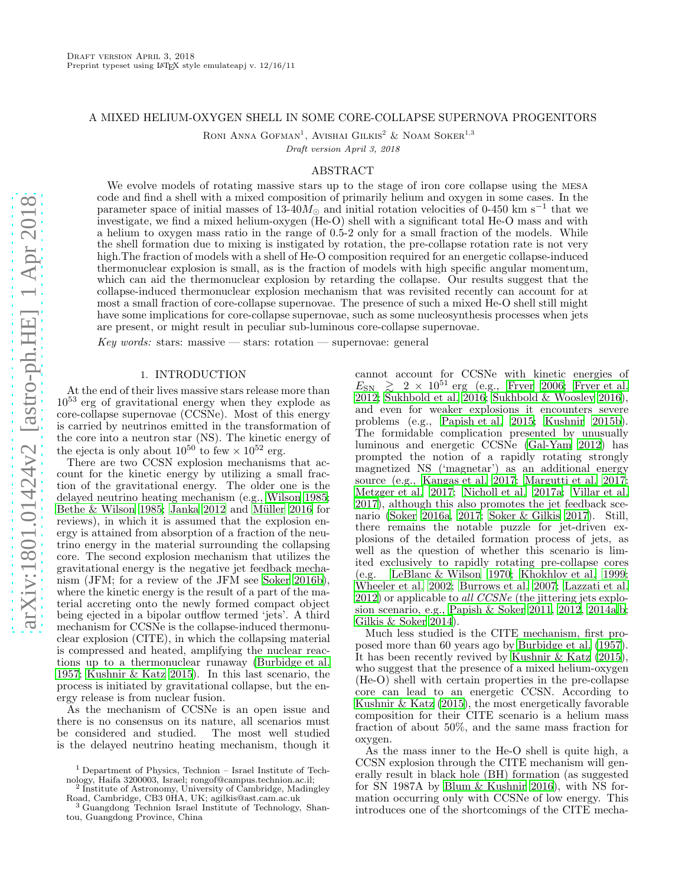# A MIXED HELIUM-OXYGEN SHELL IN SOME CORE-COLLAPSE SUPERNOVA PROGENITORS

Roni Anna Gofman[1], Avishai Gilkis[2] & Noam Soker[1,3]

*Draft version April 3, 2018*

## ABSTRACT

We evolve models of rotating massive stars up to the stage of iron core collapse using the MESA code and find a shell with a mixed composition of primarily helium and oxygen in some cases. In the parameter space of initial masses of 13-40$M_{\odot}$ and initial rotation velocities of 0-450 km s$^{-1}$ that we investigate, we find a mixed helium-oxygen (He-O) shell with a significant total He-O mass and with a helium to oxygen mass ratio in the range of 0.5-2 only for a small fraction of the models. While the shell formation due to mixing is instigated by rotation, the pre-collapse rotation rate is not very high.The fraction of models with a shell of He-O composition required for an energetic collapse-induced thermonuclear explosion is small, as is the fraction of models with high specific angular momentum, which can aid the thermonuclear explosion by retarding the collapse. Our results suggest that the collapse-induced thermonuclear explosion mechanism that was revisited recently can account for at most a small fraction of core-collapse supernovae. The presence of such a mixed He-O shell still might have some implications for core-collapse supernovae, such as some nucleosynthesis processes when jets are present, or might result in peculiar sub-luminous core-collapse supernovae.

*Key words:* stars: massive — stars: rotation — supernovae: general

## 1. INTRODUCTION

At the end of their lives massive stars release more than $10^{53}$ erg of gravitational energy when they explode as core-collapse supernovae (CCSNe). Most of this energy is carried by neutrinos emitted in the transformation of the core into a neutron star (NS). The kinetic energy of the ejecta is only about $10^{50}$ to few $\times 10^{52}$ erg.

There are two CCSN explosion mechanisms that account for the kinetic energy by utilizing a small fraction of the gravitational energy. The older one is the delayed neutrino heating mechanism (e.g., Wilson 1985; Bethe & Wilson 1985; Janka 2012 and Müller 2016 for reviews), in which it is assumed that the explosion energy is attained from absorption of a fraction of the neutrino energy in the material surrounding the collapsing core. The second explosion mechanism that utilizes the gravitational energy is the negative jet feedback mechanism (JFM; for a review of the JFM see Soker 2016b), where the kinetic energy is the result of a part of the material accreting onto the newly formed compact object being ejected in a bipolar outflow termed 'jets'. A third mechanism for CCSNe is the collapse-induced thermonuclear explosion (CITE), in which the collapsing material is compressed and heated, amplifying the nuclear reactions up to a thermonuclear runaway (Burbidge et al. 1957; Kushnir & Katz 2015). In this last scenario, the process is initiated by gravitational collapse, but the energy release is from nuclear fusion.

As the mechanism of CCSNe is an open issue and there is no consensus on its nature, all scenarios must be considered and studied. The most well studied is the delayed neutrino heating mechanism, though it cannot account for CCSNe with kinetic energies of $E_{\rm SN} \gtrsim 2 \times 10^{51}$ erg (e.g., Fryer 2006; Fryer et al. 2012; Sukhbold et al. 2016; Sukhbold & Woosley 2016), and even for weaker explosions it encounters severe problems (e.g., Papish et al. 2015; Kushnir 2015b). The formidable complication presented by unusually luminous and energetic CCSNe (Gal-Yam 2012) has prompted the notion of a rapidly rotating strongly magnetized NS ('magnetar') as an additional energy source (e.g., Kangas et al. 2017; Margutti et al. 2017; Metzger et al. 2017; Nicholl et al. 2017a; Villar et al. 2017), although this also promotes the jet feedback scenario (Soker 2016a, 2017; Soker & Gilkis 2017). Still, there remains the notable puzzle for jet-driven explosions of the detailed formation process of jets, as well as the question of whether this scenario is limited exclusively to rapidly rotating pre-collapse cores (e.g. LeBlanc & Wilson 1970; Khokhlov et al. 1999; Wheeler et al. 2002; Burrows et al. 2007; Lazzati et al. 2012) or applicable to *all CCSNe* (the jittering jets explosion scenario, e.g., Papish & Soker 2011, 2012, 2014a,b; Gilkis & Soker 2014).

Much less studied is the CITE mechanism, first proposed more than 60 years ago by Burbidge et al. (1957). It has been recently revived by Kushnir & Katz (2015), who suggest that the presence of a mixed helium-oxygen (He-O) shell with certain properties in the pre-collapse core can lead to an energetic CCSN. According to Kushnir & Katz (2015), the most energetically favorable composition for their CITE scenario is a helium mass fraction of about 50%, and the same mass fraction for oxygen.

As the mass inner to the He-O shell is quite high, a CCSN explosion through the CITE mechanism will generally result in black hole (BH) formation (as suggested for SN 1987A by Blum & Kushnir 2016), with NS formation occurring only with CCSNe of low energy. This introduces one of the shortcomings of the CITE mecha-

[1] Department of Physics, Technion – Israel Institute of Technology, Haifa 3200003, Israel; rongof@campus.technion.ac.il;
[2] Institute of Astronomy, University of Cambridge, Madingley Road, Cambridge, CB3 0HA, UK; agilkis@ast.cam.ac.uk
[3] Guangdong Technion Israel Institute of Technology, Shantou, Guangdong Province, China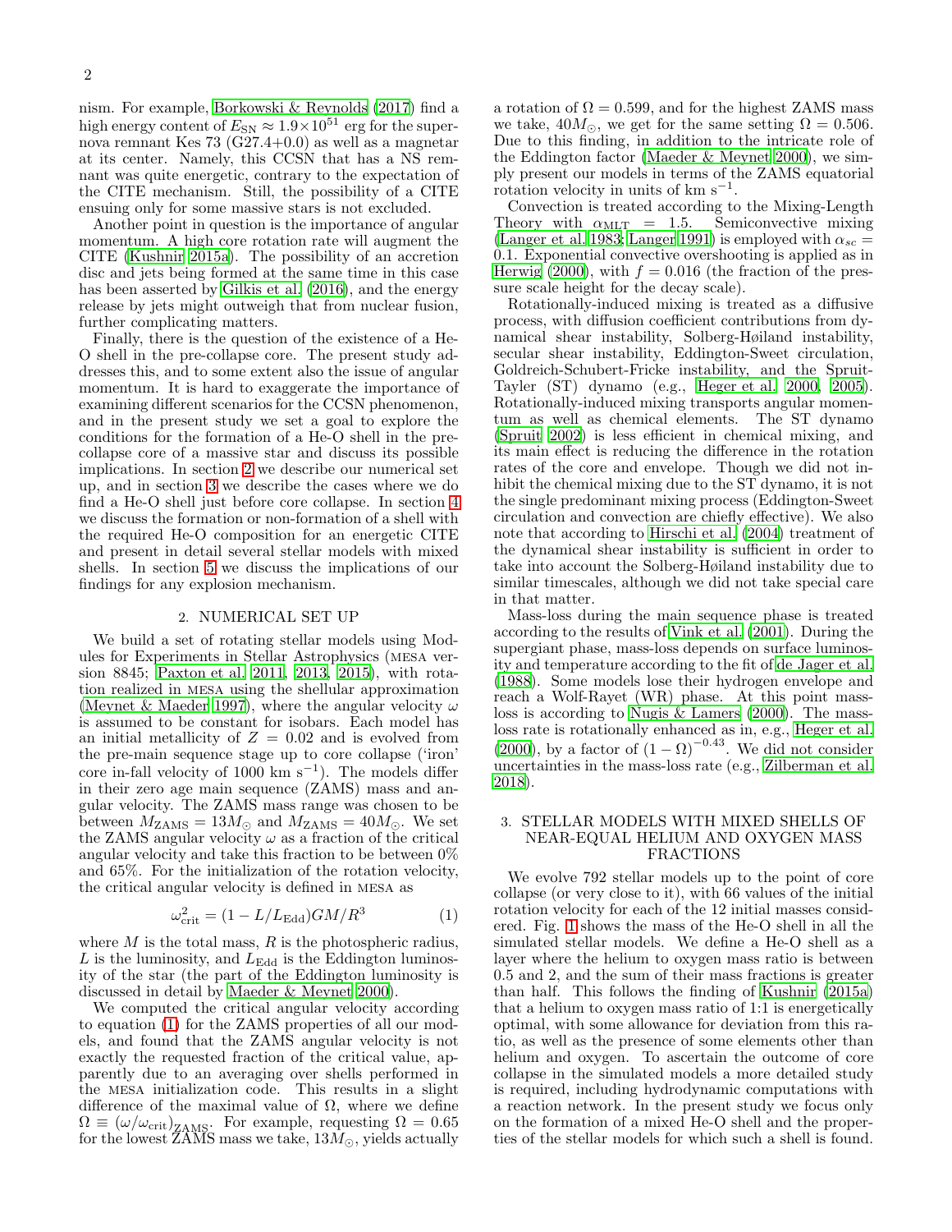nism. For example, Borkowski & Reynolds (2017) find a high energy content of $E_{\rm SN} \approx 1.9 \times 10^{51}$ erg for the supernova remnant Kes 73 (G27.4+0.0) as well as a magnetar at its center. Namely, this CCSN that has a NS remnant was quite energetic, contrary to the expectation of the CITE mechanism. Still, the possibility of a CITE ensuing only for some massive stars is not excluded.

Another point in question is the importance of angular momentum. A high core rotation rate will augment the CITE (Kushnir 2015a). The possibility of an accretion disc and jets being formed at the same time in this case has been asserted by Gilkis et al. (2016), and the energy release by jets might outweigh that from nuclear fusion, further complicating matters.

Finally, there is the question of the existence of a He-O shell in the pre-collapse core. The present study addresses this, and to some extent also the issue of angular momentum. It is hard to exaggerate the importance of examining different scenarios for the CCSN phenomenon, and in the present study we set a goal to explore the conditions for the formation of a He-O shell in the pre-collapse core of a massive star and discuss its possible implications. In section 2 we describe our numerical set up, and in section 3 we describe the cases where we do find a He-O shell just before core collapse. In section 4 we discuss the formation or non-formation of a shell with the required He-O composition for an energetic CITE and present in detail several stellar models with mixed shells. In section 5 we discuss the implications of our findings for any explosion mechanism.

## 2. NUMERICAL SET UP

We build a set of rotating stellar models using Modules for Experiments in Stellar Astrophysics (MESA version 8845; Paxton et al. 2011, 2013, 2015), with rotation realized in MESA using the shellular approximation (Meynet & Maeder 1997), where the angular velocity $\omega$ is assumed to be constant for isobars. Each model has an initial metallicity of $Z = 0.02$ and is evolved from the pre-main sequence stage up to core collapse ('iron' core in-fall velocity of 1000 km s$^{-1}$). The models differ in their zero age main sequence (ZAMS) mass and angular velocity. The ZAMS mass range was chosen to be between $M_{\rm ZAMS} = 13 M_\odot$ and $M_{\rm ZAMS} = 40 M_\odot$. We set the ZAMS angular velocity $\omega$ as a fraction of the critical angular velocity and take this fraction to be between 0% and 65%. For the initialization of the rotation velocity, the critical angular velocity is defined in MESA as

$$\omega_{\rm crit}^2 = (1 - L/L_{\rm Edd}) GM/R^3 \tag{1}$$

where $M$ is the total mass, $R$ is the photospheric radius, $L$ is the luminosity, and $L_{\rm Edd}$ is the Eddington luminosity of the star (the part of the Eddington luminosity is discussed in detail by Maeder & Meynet 2000).

We computed the critical angular velocity according to equation (1) for the ZAMS properties of all our models, and found that the ZAMS angular velocity is not exactly the requested fraction of the critical value, apparently due to an averaging over shells performed in the MESA initialization code. This results in a slight difference of the maximal value of $\Omega$, where we define $\Omega \equiv (\omega/\omega_{\rm crit})_{\rm ZAMS}$. For example, requesting $\Omega = 0.65$ for the lowest ZAMS mass we take, $13 M_\odot$, yields actually a rotation of $\Omega = 0.599$, and for the highest ZAMS mass we take, $40 M_\odot$, we get for the same setting $\Omega = 0.506$. Due to this finding, in addition to the intricate role of the Eddington factor (Maeder & Meynet 2000), we simply present our models in terms of the ZAMS equatorial rotation velocity in units of km s$^{-1}$.

Convection is treated according to the Mixing-Length Theory with $\alpha_{\rm MLT} = 1.5$. Semiconvective mixing (Langer et al. 1983; Langer 1991) is employed with $\alpha_{sc} = 0.1$. Exponential convective overshooting is applied as in Herwig (2000), with $f = 0.016$ (the fraction of the pressure scale height for the decay scale).

Rotationally-induced mixing is treated as a diffusive process, with diffusion coefficient contributions from dynamical shear instability, Solberg-Høiland instability, secular shear instability, Eddington-Sweet circulation, Goldreich-Schubert-Fricke instability, and the Spruit-Tayler (ST) dynamo (e.g., Heger et al. 2000, 2005). Rotationally-induced mixing transports angular momentum as well as chemical elements. The ST dynamo (Spruit 2002) is less efficient in chemical mixing, and its main effect is reducing the difference in the rotation rates of the core and envelope. Though we did not inhibit the chemical mixing due to the ST dynamo, it is not the single predominant mixing process (Eddington-Sweet circulation and convection are chiefly effective). We also note that according to Hirschi et al. (2004) treatment of the dynamical shear instability is sufficient in order to take into account the Solberg-Høiland instability due to similar timescales, although we did not take special care in that matter.

Mass-loss during the main sequence phase is treated according to the results of Vink et al. (2001). During the supergiant phase, mass-loss depends on surface luminosity and temperature according to the fit of de Jager et al. (1988). Some models lose their hydrogen envelope and reach a Wolf-Rayet (WR) phase. At this point mass-loss is according to Nugis & Lamers (2000). The mass-loss rate is rotationally enhanced as in, e.g., Heger et al. (2000), by a factor of $(1 - \Omega)^{-0.43}$. We did not consider uncertainties in the mass-loss rate (e.g., Zilberman et al. 2018).

## 3. STELLAR MODELS WITH MIXED SHELLS OF NEAR-EQUAL HELIUM AND OXYGEN MASS FRACTIONS

We evolve 792 stellar models up to the point of core collapse (or very close to it), with 66 values of the initial rotation velocity for each of the 12 initial masses considered. Fig. 1 shows the mass of the He-O shell in all the simulated stellar models. We define a He-O shell as a layer where the helium to oxygen mass ratio is between 0.5 and 2, and the sum of their mass fractions is greater than half. This follows the finding of Kushnir (2015a) that a helium to oxygen mass ratio of 1:1 is energetically optimal, with some allowance for deviation from this ratio, as well as the presence of some elements other than helium and oxygen. To ascertain the outcome of core collapse in the simulated models a more detailed study is required, including hydrodynamic computations with a reaction network. In the present study we focus only on the formation of a mixed He-O shell and the properties of the stellar models for which such a shell is found.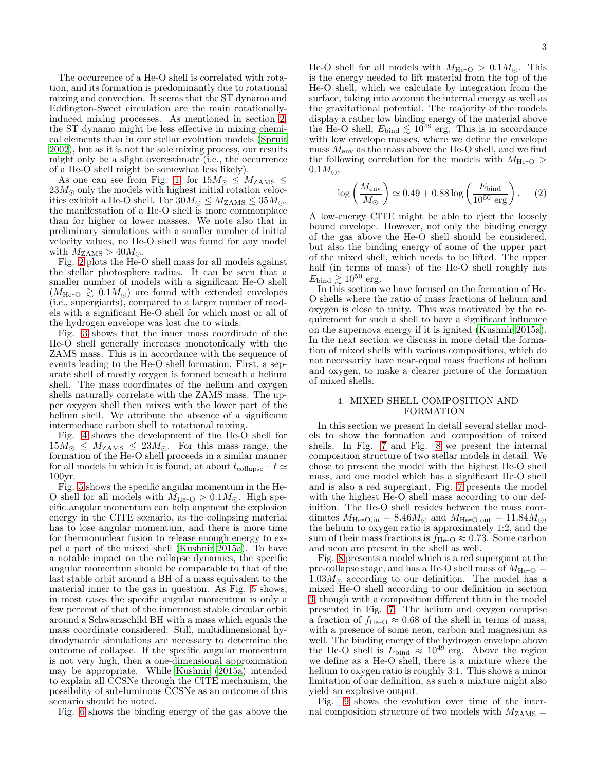The occurrence of a He-O shell is correlated with rotation, and its formation is predominantly due to rotational mixing and convection. It seems that the ST dynamo and Eddington-Sweet circulation are the main rotationally-induced mixing processes. As mentioned in section 2, the ST dynamo might be less effective in mixing chemical elements than in our stellar evolution models (Spruit 2002), but as it is not the sole mixing process, our results might only be a slight overestimate (i.e., the occurrence of a He-O shell might be somewhat less likely).

As one can see from Fig. 1, for $15M_{\odot} \leq M_{\rm ZAMS} \leq 23M_{\odot}$ only the models with highest initial rotation velocities exhibit a He-O shell. For $30M_{\odot} \leq M_{\rm ZAMS} \leq 35M_{\odot}$, the manifestation of a He-O shell is more commonplace than for higher or lower masses. We note also that in preliminary simulations with a smaller number of initial velocity values, no He-O shell was found for any model with $M_{\rm ZAMS} > 40M_{\odot}$.

Fig. 2 plots the He-O shell mass for all models against the stellar photosphere radius. It can be seen that a smaller number of models with a significant He-O shell ($M_{\rm He\text{-}O} \gtrsim 0.1M_{\odot}$) are found with extended envelopes (i.e., supergiants), compared to a larger number of models with a significant He-O shell for which most or all of the hydrogen envelope was lost due to winds.

Fig. 3 shows that the inner mass coordinate of the He-O shell generally increases monotonically with the ZAMS mass. This is in accordance with the sequence of events leading to the He-O shell formation. First, a separate shell of mostly oxygen is formed beneath a helium shell. The mass coordinates of the helium and oxygen shells naturally correlate with the ZAMS mass. The upper oxygen shell then mixes with the lower part of the helium shell. We attribute the absence of a significant intermediate carbon shell to rotational mixing.

Fig. 4 shows the development of the He-O shell for $15M_{\odot} \leq M_{\rm ZAMS} \leq 23M_{\odot}$. For this mass range, the formation of the He-O shell proceeds in a similar manner for all models in which it is found, at about $t_{\rm collapse} - t \simeq 100$yr.

Fig. 5 shows the specific angular momentum in the He-O shell for all models with $M_{\rm He\text{-}O} > 0.1M_{\odot}$. High specific angular momentum can help augment the explosion energy in the CITE scenario, as the collapsing material has to lose angular momentum, and there is more time for thermonuclear fusion to release enough energy to expel a part of the mixed shell (Kushnir 2015a). To have a notable impact on the collapse dynamics, the specific angular momentum should be comparable to that of the last stable orbit around a BH of a mass equivalent to the material inner to the gas in question. As Fig. 5 shows, in most cases the specific angular momentum is only a few percent of that of the innermost stable circular orbit around a Schwarzschild BH with a mass which equals the mass coordinate considered. Still, multidimensional hydrodynamic simulations are necessary to determine the outcome of collapse. If the specific angular momentum is not very high, then a one-dimensional approximation may be appropriate. While Kushnir (2015a) intended to explain all CCSNe through the CITE mechanism, the possibility of sub-luminous CCSNe as an outcome of this scenario should be noted.

Fig. 6 shows the binding energy of the gas above the He-O shell for all models with $M_{\rm He\text{-}O} > 0.1M_{\odot}$. This is the energy needed to lift material from the top of the He-O shell, which we calculate by integration from the surface, taking into account the internal energy as well as the gravitational potential. The majority of the models display a rather low binding energy of the material above the He-O shell, $E_{\rm bind} \lesssim 10^{49}$ erg. This is in accordance with low envelope masses, where we define the envelope mass $M_{\rm env}$ as the mass above the He-O shell, and we find the following correlation for the models with $M_{\rm He\text{-}O} > 0.1M_{\odot}$,

$$\log\left(\frac{M_{\rm env}}{M_{\odot}}\right) \simeq 0.49 + 0.88\log\left(\frac{E_{\rm bind}}{10^{50}\ {\rm erg}}\right). \qquad (2)$$

A low-energy CITE might be able to eject the loosely bound envelope. However, not only the binding energy of the gas above the He-O shell should be considered, but also the binding energy of some of the upper part of the mixed shell, which needs to be lifted. The upper half (in terms of mass) of the He-O shell roughly has $E_{\rm bind} \gtrsim 10^{50}$ erg.

In this section we have focused on the formation of He-O shells where the ratio of mass fractions of helium and oxygen is close to unity. This was motivated by the requirement for such a shell to have a significant influence on the supernova energy if it is ignited (Kushnir 2015a). In the next section we discuss in more detail the formation of mixed shells with various compositions, which do not necessarily have near-equal mass fractions of helium and oxygen, to make a clearer picture of the formation of mixed shells.

## 4. MIXED SHELL COMPOSITION AND FORMATION

In this section we present in detail several stellar models to show the formation and composition of mixed shells. In Fig. 7 and Fig. 8 we present the internal composition structure of two stellar models in detail. We chose to present the model with the highest He-O shell mass, and one model which has a significant He-O shell and is also a red supergiant. Fig. 7 presents the model with the highest He-O shell mass according to our definition. The He-O shell resides between the mass coordinates $M_{\rm He\text{-}O,in} = 8.46M_{\odot}$ and $M_{\rm He\text{-}O,out} = 11.84M_{\odot}$, the helium to oxygen ratio is approximately 1:2, and the sum of their mass fractions is $f_{\rm He\text{-}O} \approx 0.73$. Some carbon and neon are present in the shell as well.

Fig. 8 presents a model which is a red supergiant at the pre-collapse stage, and has a He-O shell mass of $M_{\rm He\text{-}O} = 1.03M_{\odot}$ according to our definition. The model has a mixed He-O shell according to our definition in section 3, though with a composition different than in the model presented in Fig. 7. The helium and oxygen comprise a fraction of $f_{\rm He\text{-}O} \approx 0.68$ of the shell in terms of mass, with a presence of some neon, carbon and magnesium as well. The binding energy of the hydrogen envelope above the He-O shell is $E_{\rm bind} \approx 10^{49}$ erg. Above the region we define as a He-O shell, there is a mixture where the helium to oxygen ratio is roughly 3:1. This shows a minor limitation of our definition, as such a mixture might also yield an explosive output.

Fig. 9 shows the evolution over time of the internal composition structure of two models with $M_{\rm ZAMS} =$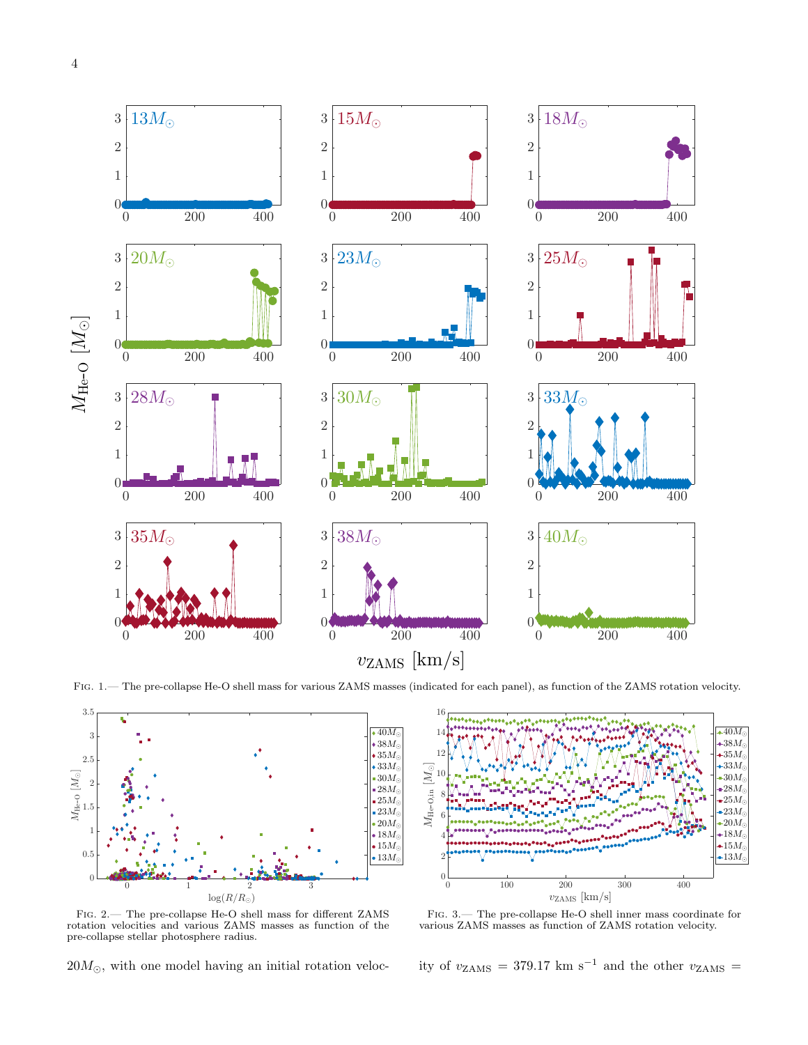FIG. 1.— The pre-collapse He-O shell mass for various ZAMS masses (indicated for each panel), as function of the ZAMS rotation velocity.

FIG. 2.— The pre-collapse He-O shell mass for different ZAMS rotation velocities and various ZAMS masses as function of the pre-collapse stellar photosphere radius.

FIG. 3.— The pre-collapse He-O shell inner mass coordinate for various ZAMS masses as function of ZAMS rotation velocity.

$20M_{\odot}$, with one model having an initial rotation velocity of $v_{\rm ZAMS} = 379.17\ {\rm km\ s^{-1}}$ and the other $v_{\rm ZAMS} =$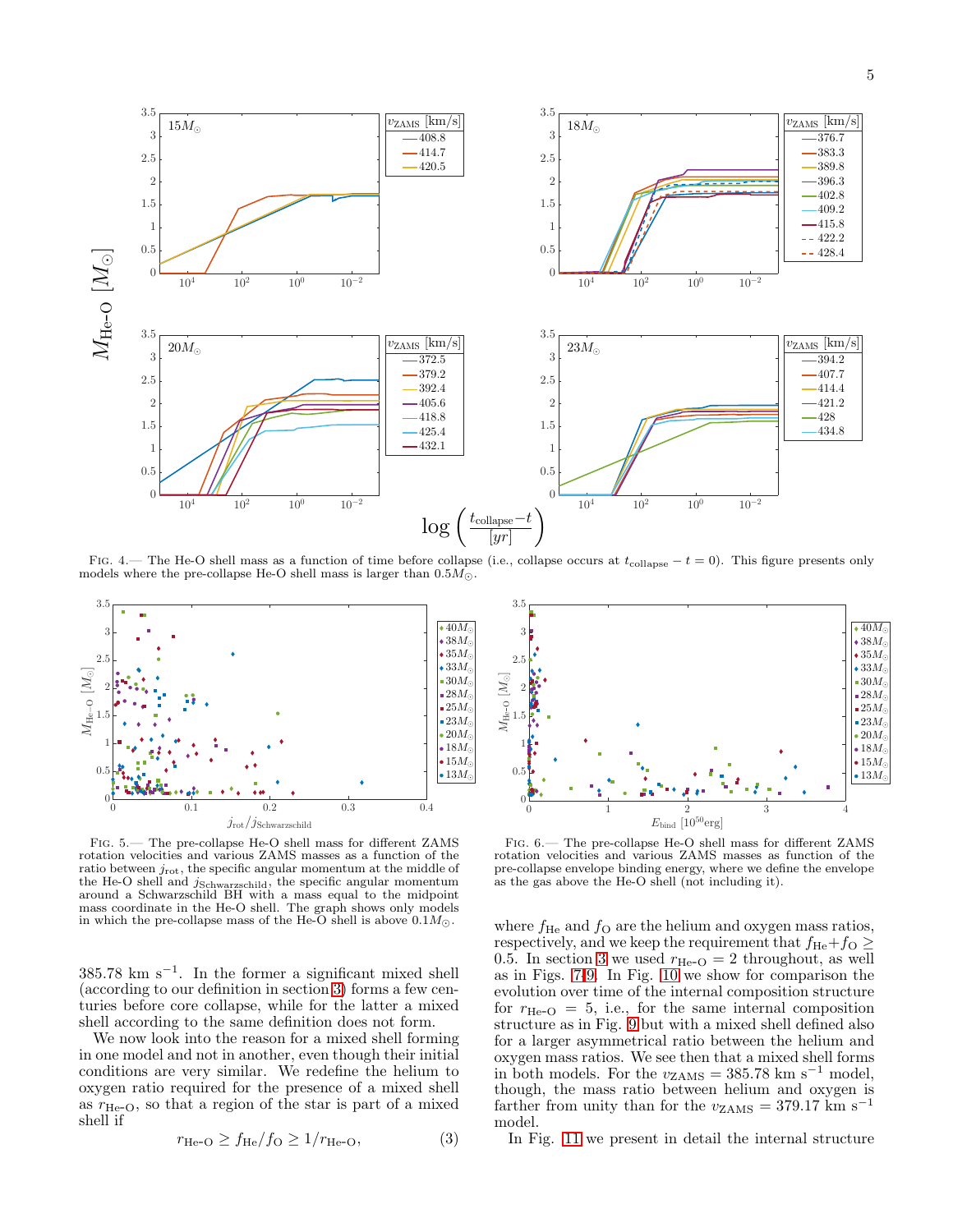FIG. 4.— The He-O shell mass as a function of time before collapse (i.e., collapse occurs at $t_{\rm collapse} - t = 0$). This figure presents only models where the pre-collapse He-O shell mass is larger than $0.5 M_\odot$.

FIG. 5.— The pre-collapse He-O shell mass for different ZAMS rotation velocities and various ZAMS masses as a function of the ratio between $j_{\rm rot}$, the specific angular momentum at the middle of the He-O shell and $j_{\rm Schwarzschild}$, the specific angular momentum around a Schwarzschild BH with a mass equal to the midpoint mass coordinate in the He-O shell. The graph shows only models in which the pre-collapse mass of the He-O shell is above $0.1 M_\odot$.

FIG. 6.— The pre-collapse He-O shell mass for different ZAMS rotation velocities and various ZAMS masses as function of the pre-collapse envelope binding energy, where we define the envelope as the gas above the He-O shell (not including it).

385.78 km s$^{-1}$. In the former a significant mixed shell (according to our definition in section 3) forms a few centuries before core collapse, while for the latter a mixed shell according to the same definition does not form.

We now look into the reason for a mixed shell forming in one model and not in another, even though their initial conditions are very similar. We redefine the helium to oxygen ratio required for the presence of a mixed shell as $r_{\rm He\text{-}O}$, so that a region of the star is part of a mixed shell if

$$r_{\rm He\text{-}O} \geq f_{\rm He}/f_{\rm O} \geq 1/r_{\rm He\text{-}O}, \tag{3}$$

where $f_{\rm He}$ and $f_{\rm O}$ are the helium and oxygen mass ratios, respectively, and we keep the requirement that $f_{\rm He} + f_{\rm O} \geq 0.5$. In section 3 we used $r_{\rm He\text{-}O} = 2$ throughout, as well as in Figs. 7-9. In Fig. 10 we show for comparison the evolution over time of the internal composition structure for $r_{\rm He\text{-}O} = 5$, i.e., for the same internal composition structure as in Fig. 9 but with a mixed shell defined also for a larger asymmetrical ratio between the helium and oxygen mass ratios. We see then that a mixed shell forms in both models. For the $v_{\rm ZAMS} = 385.78$ km s$^{-1}$ model, though, the mass ratio between helium and oxygen is farther from unity than for the $v_{\rm ZAMS} = 379.17$ km s$^{-1}$ model.

In Fig. 11 we present in detail the internal structure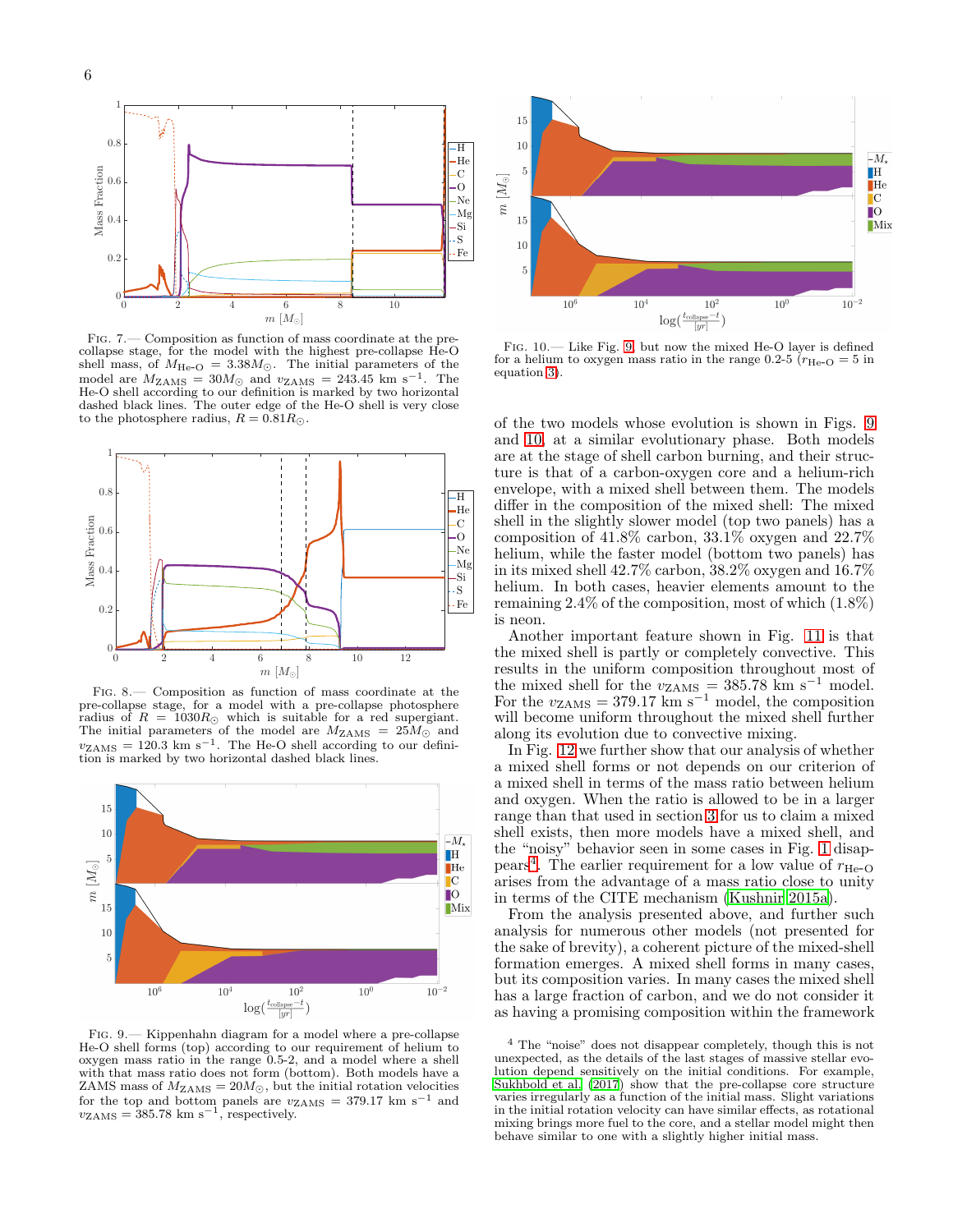FIG. 7.— Composition as function of mass coordinate at the pre-collapse stage, for the model with the highest pre-collapse He-O shell mass, of $M_{\rm He\text{-}O} = 3.38 M_\odot$. The initial parameters of the model are $M_{\rm ZAMS} = 30 M_\odot$ and $v_{\rm ZAMS} = 243.45$ km s$^{-1}$. The He-O shell according to our definition is marked by two horizontal dashed black lines. The outer edge of the He-O shell is very close to the photosphere radius, $R = 0.81 R_\odot$.

FIG. 8.— Composition as function of mass coordinate at the pre-collapse stage, for a model with a pre-collapse photosphere radius of $R = 1030 R_\odot$ which is suitable for a red supergiant. The initial parameters of the model are $M_{\rm ZAMS} = 25 M_\odot$ and $v_{\rm ZAMS} = 120.3$ km s$^{-1}$. The He-O shell according to our definition is marked by two horizontal dashed black lines.

FIG. 9.— Kippenhahn diagram for a model where a pre-collapse He-O shell forms (top) according to our requirement of helium to oxygen mass ratio in the range 0.5-2, and a model where a shell with that mass ratio does not form (bottom). Both models have a ZAMS mass of $M_{\rm ZAMS} = 20 M_\odot$, but the initial rotation velocities for the top and bottom panels are $v_{\rm ZAMS} = 379.17$ km s$^{-1}$ and $v_{\rm ZAMS} = 385.78$ km s$^{-1}$, respectively.

FIG. 10.— Like Fig. 9, but now the mixed He-O layer is defined for a helium to oxygen mass ratio in the range 0.2-5 ($r_{\rm He\text{-}O} = 5$ in equation 3).

of the two models whose evolution is shown in Figs. 9 and 10, at a similar evolutionary phase. Both models are at the stage of shell carbon burning, and their structure is that of a carbon-oxygen core and a helium-rich envelope, with a mixed shell between them. The models differ in the composition of the mixed shell: The mixed shell in the slightly slower model (top two panels) has a composition of 41.8% carbon, 33.1% oxygen and 22.7% helium, while the faster model (bottom two panels) has in its mixed shell 42.7% carbon, 38.2% oxygen and 16.7% helium. In both cases, heavier elements amount to the remaining 2.4% of the composition, most of which (1.8%) is neon.

Another important feature shown in Fig. 11 is that the mixed shell is partly or completely convective. This results in the uniform composition throughout most of the mixed shell for the $v_{\rm ZAMS} = 385.78$ km s$^{-1}$ model. For the $v_{\rm ZAMS} = 379.17$ km s$^{-1}$ model, the composition will become uniform throughout the mixed shell further along its evolution due to convective mixing.

In Fig. 12 we further show that our analysis of whether a mixed shell forms or not depends on our criterion of a mixed shell in terms of the mass ratio between helium and oxygen. When the ratio is allowed to be in a larger range than that used in section 3 for us to claim a mixed shell exists, then more models have a mixed shell, and the "noisy" behavior seen in some cases in Fig. 1 disappears[4]. The earlier requirement for a low value of $r_{\rm He\text{-}O}$ arises from the advantage of a mass ratio close to unity in terms of the CITE mechanism (Kushnir 2015a).

From the analysis presented above, and further such analysis for numerous other models (not presented for the sake of brevity), a coherent picture of the mixed-shell formation emerges. A mixed shell forms in many cases, but its composition varies. In many cases the mixed shell has a large fraction of carbon, and we do not consider it as having a promising composition within the framework

[4] The "noise" does not disappear completely, though this is not unexpected, as the details of the last stages of massive stellar evolution depend sensitively on the initial conditions. For example, Sukhbold et al. (2017) show that the pre-collapse core structure varies irregularly as a function of the initial mass. Slight variations in the initial rotation velocity can have similar effects, as rotational mixing brings more fuel to the core, and a stellar model might then behave similar to one with a slightly higher initial mass.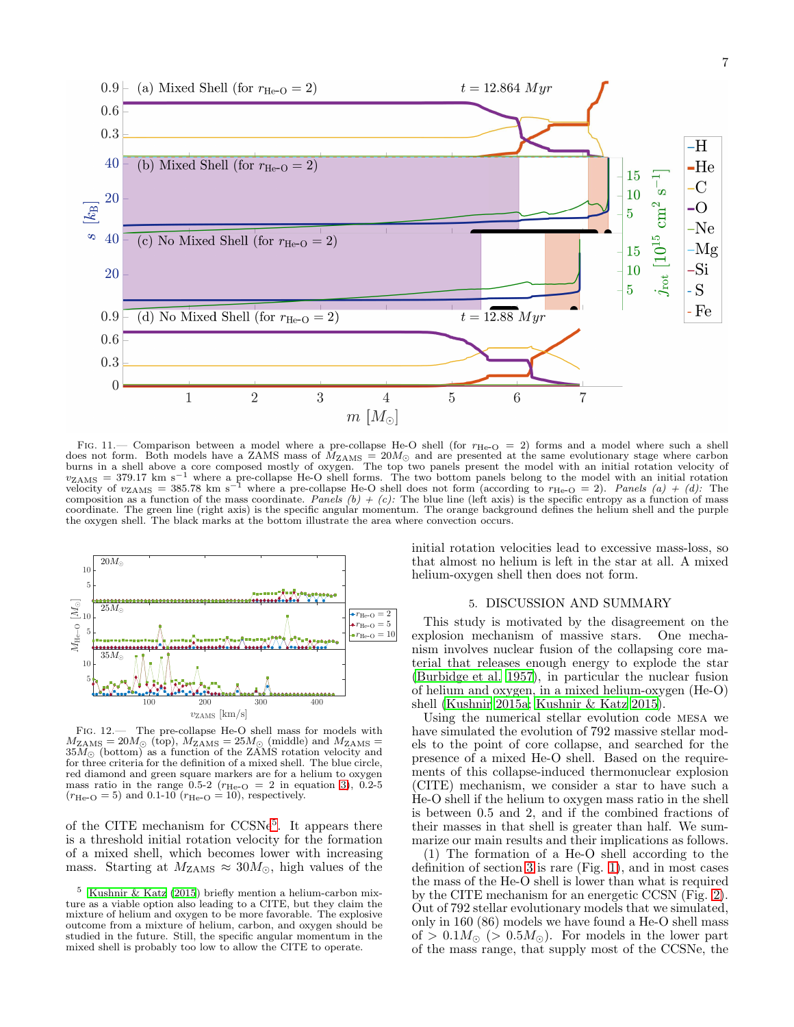FIG. 11.— Comparison between a model where a pre-collapse He-O shell (for $r_{\text{He-O}} = 2$) forms and a model where such a shell does not form. Both models have a ZAMS mass of $M_{\text{ZAMS}} = 20M_{\odot}$ and are presented at the same evolutionary stage where carbon burns in a shell above a core composed mostly of oxygen. The top two panels present the model with an initial rotation velocity of $v_{\text{ZAMS}} = 379.17\ \text{km s}^{-1}$ where a pre-collapse He-O shell forms. The two bottom panels belong to the model with an initial rotation velocity of $v_{\text{ZAMS}} = 385.78\ \text{km s}^{-1}$ where a pre-collapse He-O shell does not form (according to $r_{\text{He-O}} = 2$). *Panels (a) + (d):* The composition as a function of the mass coordinate. *Panels (b) + (c):* The blue line (left axis) is the specific entropy as a function of mass coordinate. The green line (right axis) is the specific angular momentum. The orange background defines the helium shell and the purple the oxygen shell. The black marks at the bottom illustrate the area where convection occurs.

FIG. 12.— The pre-collapse He-O shell mass for models with $M_{\text{ZAMS}} = 20M_{\odot}$ (top), $M_{\text{ZAMS}} = 25M_{\odot}$ (middle) and $M_{\text{ZAMS}} = 35M_{\odot}$ (bottom) as a function of the ZAMS rotation velocity and for three criteria for the definition of a mixed shell. The blue circle, red diamond and green square markers are for a helium to oxygen mass ratio in the range 0.5-2 ($r_{\text{He-O}} = 2$ in equation 3), 0.2-5 ($r_{\text{He-O}} = 5$) and 0.1-10 ($r_{\text{He-O}} = 10$), respectively.

of the CITE mechanism for CCSNe[5]. It appears there is a threshold initial rotation velocity for the formation of a mixed shell, which becomes lower with increasing mass. Starting at $M_{\text{ZAMS}} \approx 30M_{\odot}$, high values of the initial rotation velocities lead to excessive mass-loss, so that almost no helium is left in the star at all. A mixed helium-oxygen shell then does not form.

[5] Kushnir & Katz (2015) briefly mention a helium-carbon mixture as a viable option also leading to a CITE, but they claim the mixture of helium and oxygen to be more favorable. The explosive outcome from a mixture of helium, carbon, and oxygen should be studied in the future. Still, the specific angular momentum in the mixed shell is probably too low to allow the CITE to operate.

## 5. DISCUSSION AND SUMMARY

This study is motivated by the disagreement on the explosion mechanism of massive stars. One mechanism involves nuclear fusion of the collapsing core material that releases enough energy to explode the star (Burbidge et al. 1957), in particular the nuclear fusion of helium and oxygen, in a mixed helium-oxygen (He-O) shell (Kushnir 2015a; Kushnir & Katz 2015).

Using the numerical stellar evolution code MESA we have simulated the evolution of 792 massive stellar models to the point of core collapse, and searched for the presence of a mixed He-O shell. Based on the requirements of this collapse-induced thermonuclear explosion (CITE) mechanism, we consider a star to have such a He-O shell if the helium to oxygen mass ratio in the shell is between 0.5 and 2, and if the combined fractions of their masses in that shell is greater than half. We summarize our main results and their implications as follows.

(1) The formation of a He-O shell according to the definition of section 3 is rare (Fig. 1), and in most cases the mass of the He-O shell is lower than what is required by the CITE mechanism for an energetic CCSN (Fig. 2). Out of 792 stellar evolutionary models that we simulated, only in 160 (86) models we have found a He-O shell mass of $> 0.1M_{\odot}$ ($> 0.5M_{\odot}$). For models in the lower part of the mass range, that supply most of the CCSNe, the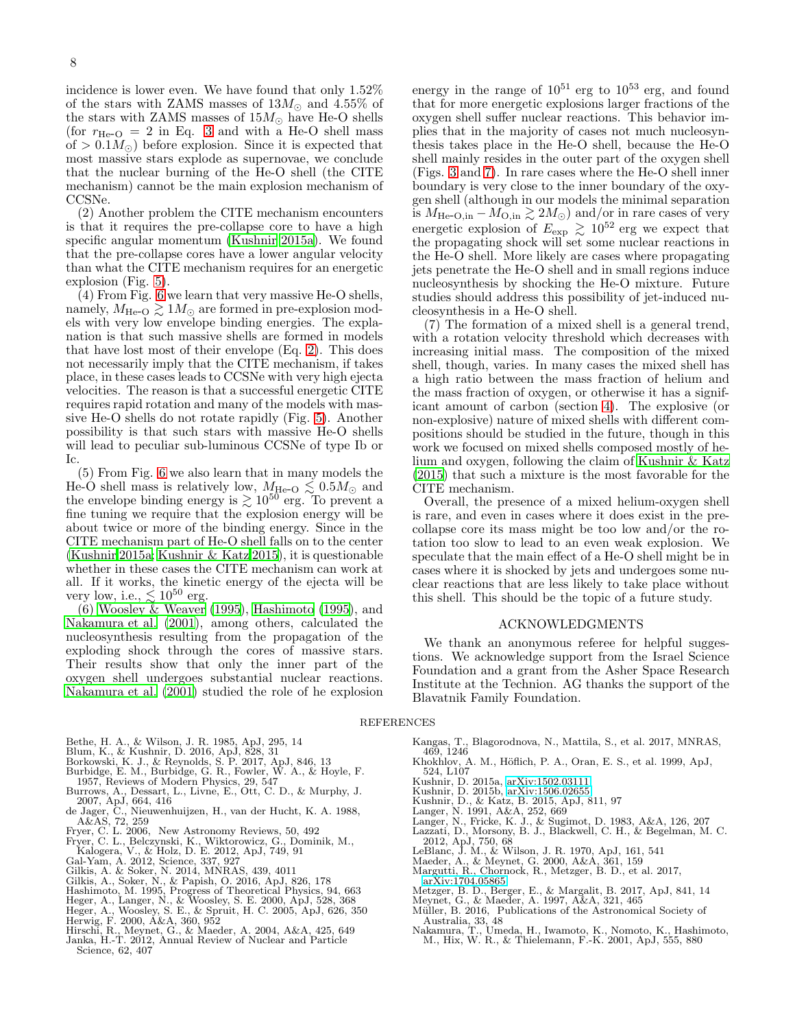incidence is lower even. We have found that only 1.52% of the stars with ZAMS masses of $13 M_\odot$ and 4.55% of the stars with ZAMS masses of $15 M_\odot$ have He-O shells (for $r_{\rm He\text{-}O} = 2$ in Eq. 3 and with a He-O shell mass of $> 0.1 M_\odot$) before explosion. Since it is expected that most massive stars explode as supernovae, we conclude that the nuclear burning of the He-O shell (the CITE mechanism) cannot be the main explosion mechanism of CCSNe.

(2) Another problem the CITE mechanism encounters is that it requires the pre-collapse core to have a high specific angular momentum (Kushnir 2015a). We found that the pre-collapse cores have a lower angular velocity than what the CITE mechanism requires for an energetic explosion (Fig. 5).

(4) From Fig. 6 we learn that very massive He-O shells, namely, $M_{\rm He\text{-}O} \gtrsim 1 M_\odot$ are formed in pre-explosion models with very low envelope binding energies. The explanation is that such massive shells are formed in models that have lost most of their envelope (Eq. 2). This does not necessarily imply that the CITE mechanism, if takes place, in these cases leads to CCSNe with very high ejecta velocities. The reason is that a successful energetic CITE requires rapid rotation and many of the models with massive He-O shells do not rotate rapidly (Fig. 5). Another possibility is that such stars with massive He-O shells will lead to peculiar sub-luminous CCSNe of type Ib or Ic.

(5) From Fig. 6 we also learn that in many models the He-O shell mass is relatively low, $M_{\rm He\text{-}O} \lesssim 0.5 M_\odot$ and the envelope binding energy is $\gtrsim 10^{50}$ erg. To prevent a fine tuning we require that the explosion energy will be about twice or more of the binding energy. Since in the CITE mechanism part of He-O shell falls on to the center (Kushnir 2015a; Kushnir & Katz 2015), it is questionable whether in these cases the CITE mechanism can work at all. If it works, the kinetic energy of the ejecta will be very low, i.e., $\lesssim 10^{50}$ erg.

(6) Woosley & Weaver (1995), Hashimoto (1995), and Nakamura et al. (2001), among others, calculated the nucleosynthesis resulting from the propagation of the exploding shock through the cores of massive stars. Their results show that only the inner part of the oxygen shell undergoes substantial nuclear reactions. Nakamura et al. (2001) studied the role of he explosion energy in the range of $10^{51}$ erg to $10^{53}$ erg, and found that for more energetic explosions larger fractions of the oxygen shell suffer nuclear reactions. This behavior implies that in the majority of cases not much nucleosynthesis takes place in the He-O shell, because the He-O shell mainly resides in the outer part of the oxygen shell (Figs. 3 and 7). In rare cases where the He-O shell inner boundary is very close to the inner boundary of the oxygen shell (although in our models the minimal separation is $M_{\rm He\text{-}O,in} - M_{\rm O,in} \gtrsim 2 M_\odot$) and/or in rare cases of very energetic explosion of $E_{\rm exp} \gtrsim 10^{52}$ erg we expect that the propagating shock will set some nuclear reactions in the He-O shell. More likely are cases where propagating jets penetrate the He-O shell and in small regions induce nucleosynthesis by shocking the He-O mixture. Future studies should address this possibility of jet-induced nucleosynthesis in a He-O shell.

(7) The formation of a mixed shell is a general trend, with a rotation velocity threshold which decreases with increasing initial mass. The composition of the mixed shell, though, varies. In many cases the mixed shell has a high ratio between the mass fraction of helium and the mass fraction of oxygen, or otherwise it has a significant amount of carbon (section 4). The explosive (or non-explosive) nature of mixed shells with different compositions should be studied in the future, though in this work we focused on mixed shells composed mostly of helium and oxygen, following the claim of Kushnir & Katz (2015) that such a mixture is the most favorable for the CITE mechanism.

Overall, the presence of a mixed helium-oxygen shell is rare, and even in cases where it does exist in the pre-collapse core its mass might be too low and/or the rotation too slow to lead to an even weak explosion. We speculate that the main effect of a He-O shell might be in cases where it is shocked by jets and undergoes some nuclear reactions that are less likely to take place without this shell. This should be the topic of a future study.

## ACKNOWLEDGMENTS

We thank an anonymous referee for helpful suggestions. We acknowledge support from the Israel Science Foundation and a grant from the Asher Space Research Institute at the Technion. AG thanks the support of the Blavatnik Family Foundation.

## REFERENCES

Bethe, H. A., & Wilson, J. R. 1985, ApJ, 295, 14
Blum, K., & Kushnir, D. 2016, ApJ, 828, 31
Borkowski, K. J., & Reynolds, S. P. 2017, ApJ, 846, 13
Burbidge, E. M., Burbidge, G. R., Fowler, W. A., & Hoyle, F. 1957, Reviews of Modern Physics, 29, 547
Burrows, A., Dessart, L., Livne, E., Ott, C. D., & Murphy, J. 2007, ApJ, 664, 416
de Jager, C., Nieuwenhuijzen, H., van der Hucht, K. A. 1988, A&AS, 72, 259
Fryer, C. L. 2006, New Astronomy Reviews, 50, 492
Fryer, C. L., Belczynski, K., Wiktorowicz, G., Dominik, M., Kalogera, V., & Holz, D. E. 2012, ApJ, 749, 91
Gal-Yam, A. 2012, Science, 337, 927
Gilkis, A. & Soker, N. 2014, MNRAS, 439, 4011
Gilkis, A., Soker, N., & Papish, O. 2016, ApJ, 826, 178
Hashimoto, M. 1995, Progress of Theoretical Physics, 94, 663
Heger, A., Langer, N., & Woosley, S. E. 2000, ApJ, 528, 368
Heger, A., Woosley, S. E., & Spruit, H. C. 2005, ApJ, 626, 350
Herwig, F. 2000, A&A, 360, 952
Hirschi, R., Meynet, G., & Maeder, A. 2004, A&A, 425, 649
Janka, H.-T. 2012, Annual Review of Nuclear and Particle Science, 62, 407
Kangas, T., Blagorodnova, N., Mattila, S., et al. 2017, MNRAS, 469, 1246
Khokhlov, A. M., Höflich, P. A., Oran, E. S., et al. 1999, ApJ, 524, L107
Kushnir, D. 2015a, arXiv:1502.03111
Kushnir, D. 2015b, arXiv:1506.02655
Kushnir, D., & Katz, B. 2015, ApJ, 811, 97
Langer, N. 1991, A&A, 252, 669
Langer, N., Fricke, K. J., & Sugimot, D. 1983, A&A, 126, 207
Lazzati, D., Morsony, B. J., Blackwell, C. H., & Begelman, M. C. 2012, ApJ, 750, 68
LeBlanc, J. M., & Wilson, J. R. 1970, ApJ, 161, 541
Maeder, A., & Meynet, G. 2000, A&A, 361, 159
Margutti, R., Chornock, R., Metzger, B. D., et al. 2017, arXiv:1704.05865
Metzger, B. D., Berger, E., & Margalit, B. 2017, ApJ, 841, 14
Meynet, G., & Maeder, A. 1997, A&A, 321, 465
Müller, B. 2016, Publications of the Astronomical Society of Australia, 33, 48
Nakamura, T., Umeda, H., Iwamoto, K., Nomoto, K., Hashimoto, M., Hix, W. R., & Thielemann, F.-K. 2001, ApJ, 555, 880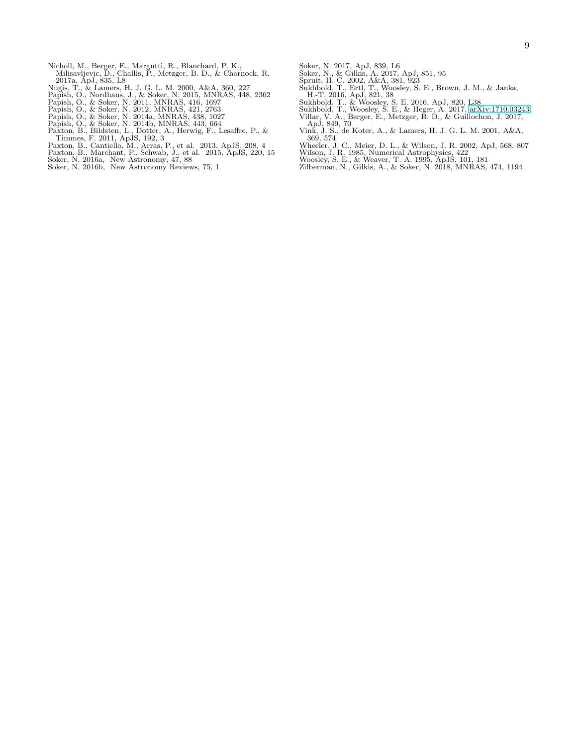Nicholl, M., Berger, E., Margutti, R., Blanchard, P. K., Milisavljevic, D., Challis, P., Metzger, B. D., & Chornock, R. 2017a, ApJ, 835, L8

Nugis, T., & Lamers, H. J. G. L. M. 2000, A&A, 360, 227

Papish, O., Nordhaus, J., & Soker, N. 2015, MNRAS, 448, 2362

Papish, O., & Soker, N. 2011, MNRAS, 416, 1697

Papish, O., & Soker, N. 2012, MNRAS, 421, 2763

Papish, O., & Soker, N. 2014a, MNRAS, 438, 1027

Papish, O., & Soker, N. 2014b, MNRAS, 443, 664

Paxton, B., Bildsten, L., Dotter, A., Herwig, F., Lesaffre, P., & Timmes, F. 2011, ApJS, 192, 3

Paxton, B., Cantiello, M., Arras, P., et al. 2013, ApJS, 208, 4

Paxton, B., Marchant, P., Schwab, J., et al. 2015, ApJS, 220, 15

Soker, N. 2016a, New Astronomy, 47, 88

Soker, N. 2016b, New Astronomy Reviews, 75, 1

Soker, N. 2017, ApJ, 839, L6

Soker, N., & Gilkis, A. 2017, ApJ, 851, 95

Spruit, H. C. 2002, A&A, 381, 923

Sukhbold, T., Ertl, T., Woosley, S. E., Brown, J. M., & Janka, H.-T. 2016, ApJ, 821, 38

Sukhbold, T., & Woosley, S. E. 2016, ApJ, 820, L38

Sukhbold, T., Woosley, S. E., & Heger, A. 2017, arXiv:1710.03243

Villar, V. A., Berger, E., Metzger, B. D., & Guillochon, J. 2017, ApJ, 849, 70

Vink, J. S., de Koter, A., & Lamers, H. J. G. L. M. 2001, A&A, 369, 574

Wheeler, J. C., Meier, D. L., & Wilson, J. R. 2002, ApJ, 568, 807

Wilson, J. R. 1985, Numerical Astrophysics, 422

Woosley, S. E., & Weaver, T. A. 1995, ApJS, 101, 181

Zilberman, N., Gilkis, A., & Soker, N. 2018, MNRAS, 474, 1194